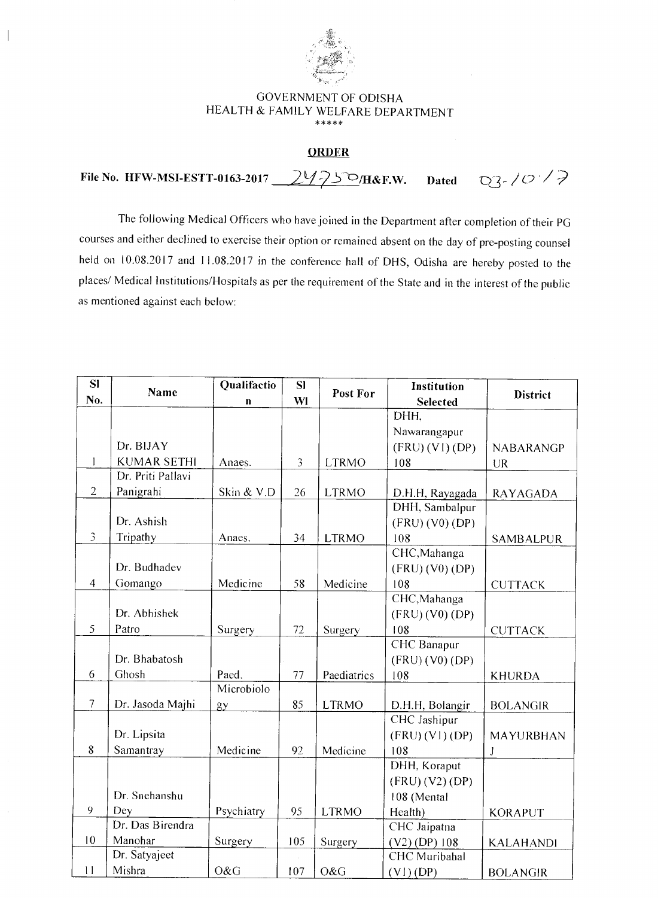GOVERNMENT OF ODISHA
HEALTH & FAMILY WELFARE DEPARTMENT
\*\*\*\*\*

**ORDER**

**File No. HFW-MSI-ESTT-0163-2017 24750/H&F.W. Dated 03-10-17**

The following Medical Officers who have joined in the Department after completion of their PG courses and either declined to exercise their option or remained absent on the day of pre-posting counsel held on 10.08.2017 and 11.08.2017 in the conference hall of DHS, Odisha are hereby posted to the places/ Medical Institutions/Hospitals as per the requirement of the State and in the interest of the public as mentioned against each below:

| Sl No. | Name | Qualifaction | Sl Wl | Post For | Institution Selected | District |
|---|---|---|---|---|---|---|
| 1 | Dr. BIJAY KUMAR SETHI | Anaes. | 3 | LTRMO | DHH, Nawarangapur (FRU) (V1) (DP) 108 | NABARANGPUR |
| 2 | Dr. Priti Pallavi Panigrahi | Skin & V.D | 26 | LTRMO | D.H.H, Rayagada | RAYAGADA |
| 3 | Dr. Ashish Tripathy | Anaes. | 34 | LTRMO | DHH, Sambalpur (FRU) (V0) (DP) 108 | SAMBALPUR |
| 4 | Dr. Budhadev Gomango | Medicine | 58 | Medicine | CHC,Mahanga (FRU) (V0) (DP) 108 | CUTTACK |
| 5 | Dr. Abhishek Patro | Surgery | 72 | Surgery | CHC,Mahanga (FRU) (V0) (DP) 108 | CUTTACK |
| 6 | Dr. Bhabatosh Ghosh | Paed. | 77 | Paediatrics | CHC Banapur (FRU) (V0) (DP) 108 | KHURDA |
| 7 | Dr. Jasoda Majhi | Microbiology | 85 | LTRMO | D.H.H, Bolangir | BOLANGIR |
| 8 | Dr. Lipsita Samantray | Medicine | 92 | Medicine | CHC Jashipur (FRU) (V1) (DP) 108 | MAYURBHANJ |
| 9 | Dr. Snehanshu Dey | Psychiatry | 95 | LTRMO | DHH, Koraput (FRU) (V2) (DP) 108 (Mental Health) | KORAPUT |
| 10 | Dr. Das Birendra Manohar | Surgery | 105 | Surgery | CHC Jaipatna (V2) (DP) 108 | KALAHANDI |
| 11 | Dr. Satyajeet Mishra | O&G | 107 | O&G | CHC Muribahal (V1) (DP) | BOLANGIR |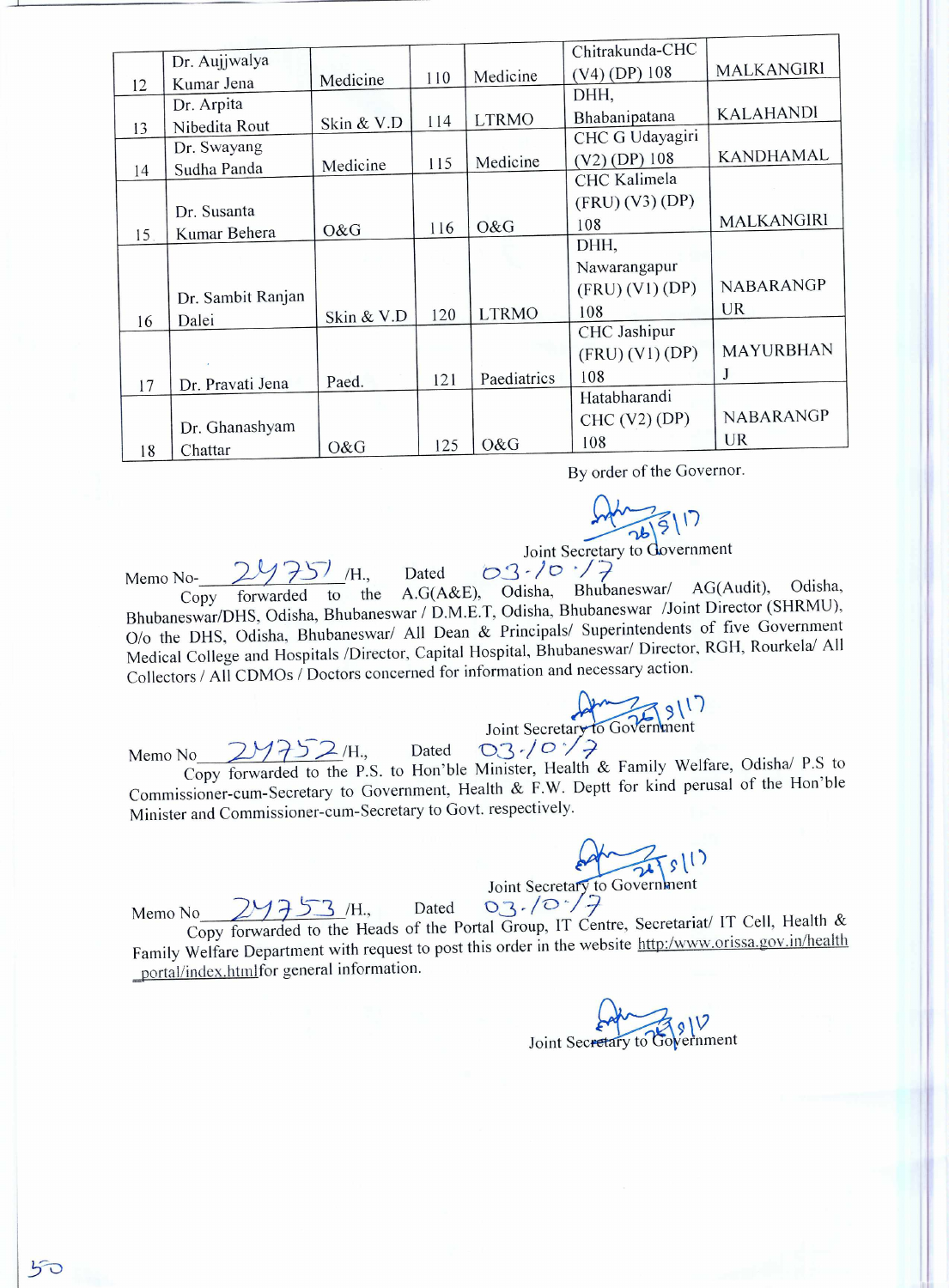| | | | | | | |
|---|---|---|---|---|---|---|
| 12 | Dr. Aujjwalya Kumar Jena | Medicine | 110 | Medicine | Chitrakunda-CHC (V4) (DP) 108 | MALKANGIRI |
| 13 | Dr. Arpita Nibedita Rout | Skin & V.D | 114 | LTRMO | DHH, Bhabanipatana | KALAHANDI |
| 14 | Dr. Swayang Sudha Panda | Medicine | 115 | Medicine | CHC G Udayagiri (V2) (DP) 108 | KANDHAMAL |
| 15 | Dr. Susanta Kumar Behera | O&G | 116 | O&G | CHC Kalimela (FRU) (V3) (DP) 108 | MALKANGIRI |
| 16 | Dr. Sambit Ranjan Dalei | Skin & V.D | 120 | LTRMO | DHH, Nawarangapur (FRU) (V1) (DP) 108 | NABARANGPUR |
| 17 | Dr. Pravati Jena | Paed. | 121 | Paediatrics | CHC Jashipur (FRU) (V1) (DP) 108 | MAYURBHANJ |
| 18 | Dr. Ghanashyam Chattar | O&G | 125 | O&G | Hatabharandi CHC (V2) (DP) 108 | NABARANGPUR |

By order of the Governor.

Sd/- 26/9/17
Joint Secretary to Government

Memo No- 24751 /H., Dated 03-10-17

Copy forwarded to the A.G(A&E), Odisha, Bhubaneswar/ AG(Audit), Odisha, Bhubaneswar/DHS, Odisha, Bhubaneswar / D.M.E.T, Odisha, Bhubaneswar /Joint Director (SHRMU), O/o the DHS, Odisha, Bhubaneswar/ All Dean & Principals/ Superintendents of five Government Medical College and Hospitals /Director, Capital Hospital, Bhubaneswar/ Director, RGH, Rourkela/ All Collectors / All CDMOs / Doctors concerned for information and necessary action.

Sd/- 26/9/17
Joint Secretary to Government

Memo No 24752 /H., Dated 03-10-17

Copy forwarded to the P.S. to Hon'ble Minister, Health & Family Welfare, Odisha/ P.S to Commissioner-cum-Secretary to Government, Health & F.W. Deptt for kind perusal of the Hon'ble Minister and Commissioner-cum-Secretary to Govt. respectively.

Sd/- 26/9/17
Joint Secretary to Government

Memo No 24753 /H., Dated 03-10-17

Copy forwarded to the Heads of the Portal Group, IT Centre, Secretariat/ IT Cell, Health & Family Welfare Department with request to post this order in the website http:/www.orissa.gov.in/health_portal/index.htmlfor general information.

Sd/- 26/9/17
Joint Secretary to Government